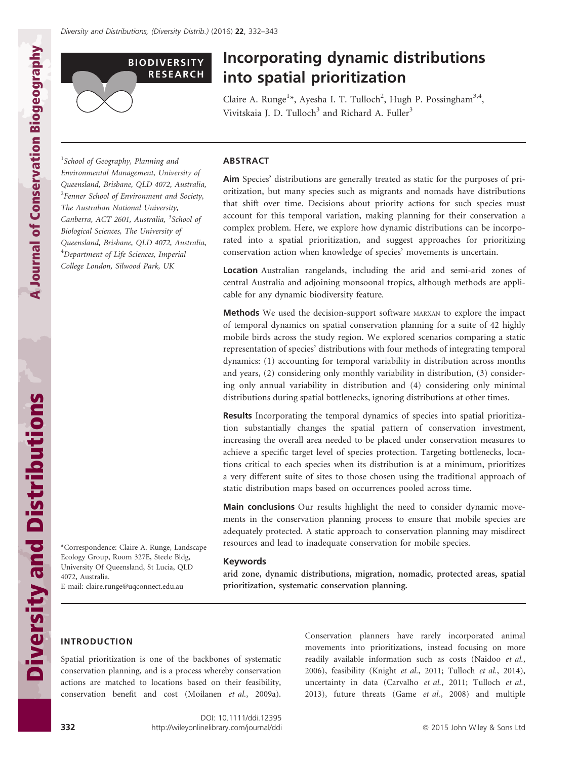# Incorporating dynamic distributions into spatial prioritization

Claire A. Runge[1*], Ayesha I. T. Tulloch[2], Hugh P. Possingham[3,4], Vivitskaia J. D. Tulloch[3] and Richard A. Fuller[3]

[1]School of Geography, Planning and Environmental Management, University of Queensland, Brisbane, QLD 4072, Australia, [2]Fenner School of Environment and Society, The Australian National University, Canberra, ACT 2601, Australia, [3]School of Biological Sciences, The University of Queensland, Brisbane, QLD 4072, Australia, [4]Department of Life Sciences, Imperial College London, Silwood Park, UK

*Correspondence: Claire A. Runge, Landscape Ecology Group, Room 327E, Steele Bldg, University Of Queensland, St Lucia, QLD 4072, Australia.
E-mail: claire.runge@uqconnect.edu.au

## ABSTRACT

**Aim** Species' distributions are generally treated as static for the purposes of prioritization, but many species such as migrants and nomads have distributions that shift over time. Decisions about priority actions for such species must account for this temporal variation, making planning for their conservation a complex problem. Here, we explore how dynamic distributions can be incorporated into a spatial prioritization, and suggest approaches for prioritizing conservation action when knowledge of species' movements is uncertain.

**Location** Australian rangelands, including the arid and semi-arid zones of central Australia and adjoining monsoonal tropics, although methods are applicable for any dynamic biodiversity feature.

**Methods** We used the decision-support software MARXAN to explore the impact of temporal dynamics on spatial conservation planning for a suite of 42 highly mobile birds across the study region. We explored scenarios comparing a static representation of species' distributions with four methods of integrating temporal dynamics: (1) accounting for temporal variability in distribution across months and years, (2) considering only monthly variability in distribution, (3) considering only annual variability in distribution and (4) considering only minimal distributions during spatial bottlenecks, ignoring distributions at other times.

**Results** Incorporating the temporal dynamics of species into spatial prioritization substantially changes the spatial pattern of conservation investment, increasing the overall area needed to be placed under conservation measures to achieve a specific target level of species protection. Targeting bottlenecks, locations critical to each species when its distribution is at a minimum, prioritizes a very different suite of sites to those chosen using the traditional approach of static distribution maps based on occurrences pooled across time.

**Main conclusions** Our results highlight the need to consider dynamic movements in the conservation planning process to ensure that mobile species are adequately protected. A static approach to conservation planning may misdirect resources and lead to inadequate conservation for mobile species.

### Keywords

**arid zone, dynamic distributions, migration, nomadic, protected areas, spatial prioritization, systematic conservation planning.**

## INTRODUCTION

Spatial prioritization is one of the backbones of systematic conservation planning, and is a process whereby conservation actions are matched to locations based on their feasibility, conservation benefit and cost (Moilanen *et al.*, 2009a). Conservation planners have rarely incorporated animal movements into prioritizations, instead focusing on more readily available information such as costs (Naidoo *et al.*, 2006), feasibility (Knight *et al.*, 2011; Tulloch *et al.*, 2014), uncertainty in data (Carvalho *et al.*, 2011; Tulloch *et al.*, 2013), future threats (Game *et al.*, 2008) and multiple

DOI: 10.1111/ddi.12395
http://wileyonlinelibrary.com/journal/ddi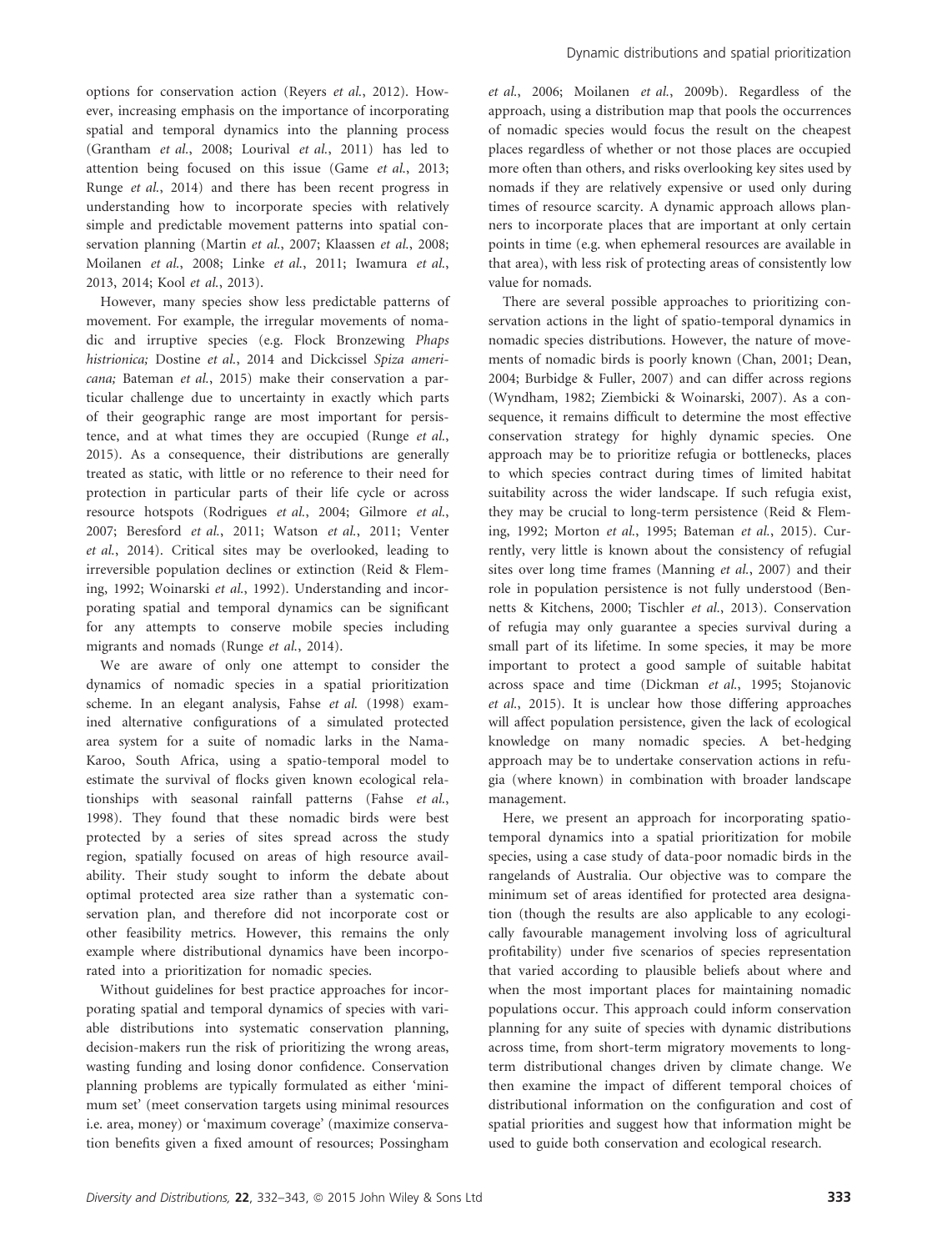options for conservation action (Reyers *et al.*, 2012). However, increasing emphasis on the importance of incorporating spatial and temporal dynamics into the planning process (Grantham *et al.*, 2008; Lourival *et al.*, 2011) has led to attention being focused on this issue (Game *et al.*, 2013; Runge *et al.*, 2014) and there has been recent progress in understanding how to incorporate species with relatively simple and predictable movement patterns into spatial conservation planning (Martin *et al.*, 2007; Klaassen *et al.*, 2008; Moilanen *et al.*, 2008; Linke *et al.*, 2011; Iwamura *et al.*, 2013, 2014; Kool *et al.*, 2013).

However, many species show less predictable patterns of movement. For example, the irregular movements of nomadic and irruptive species (e.g. Flock Bronzewing *Phaps histrionica;* Dostine *et al.*, 2014 and Dickcissel *Spiza americana;* Bateman *et al.*, 2015) make their conservation a particular challenge due to uncertainty in exactly which parts of their geographic range are most important for persistence, and at what times they are occupied (Runge *et al.*, 2015). As a consequence, their distributions are generally treated as static, with little or no reference to their need for protection in particular parts of their life cycle or across resource hotspots (Rodrigues *et al.*, 2004; Gilmore *et al.*, 2007; Beresford *et al.*, 2011; Watson *et al.*, 2011; Venter *et al.*, 2014). Critical sites may be overlooked, leading to irreversible population declines or extinction (Reid & Fleming, 1992; Woinarski *et al.*, 1992). Understanding and incorporating spatial and temporal dynamics can be significant for any attempts to conserve mobile species including migrants and nomads (Runge *et al.*, 2014).

We are aware of only one attempt to consider the dynamics of nomadic species in a spatial prioritization scheme. In an elegant analysis, Fahse *et al.* (1998) examined alternative configurations of a simulated protected area system for a suite of nomadic larks in the Nama-Karoo, South Africa, using a spatio-temporal model to estimate the survival of flocks given known ecological relationships with seasonal rainfall patterns (Fahse *et al.*, 1998). They found that these nomadic birds were best protected by a series of sites spread across the study region, spatially focused on areas of high resource availability. Their study sought to inform the debate about optimal protected area size rather than a systematic conservation plan, and therefore did not incorporate cost or other feasibility metrics. However, this remains the only example where distributional dynamics have been incorporated into a prioritization for nomadic species.

Without guidelines for best practice approaches for incorporating spatial and temporal dynamics of species with variable distributions into systematic conservation planning, decision-makers run the risk of prioritizing the wrong areas, wasting funding and losing donor confidence. Conservation planning problems are typically formulated as either 'minimum set' (meet conservation targets using minimal resources i.e. area, money) or 'maximum coverage' (maximize conservation benefits given a fixed amount of resources; Possingham *et al.*, 2006; Moilanen *et al.*, 2009b). Regardless of the approach, using a distribution map that pools the occurrences of nomadic species would focus the result on the cheapest places regardless of whether or not those places are occupied more often than others, and risks overlooking key sites used by nomads if they are relatively expensive or used only during times of resource scarcity. A dynamic approach allows planners to incorporate places that are important at only certain points in time (e.g. when ephemeral resources are available in that area), with less risk of protecting areas of consistently low value for nomads.

There are several possible approaches to prioritizing conservation actions in the light of spatio-temporal dynamics in nomadic species distributions. However, the nature of movements of nomadic birds is poorly known (Chan, 2001; Dean, 2004; Burbidge & Fuller, 2007) and can differ across regions (Wyndham, 1982; Ziembicki & Woinarski, 2007). As a consequence, it remains difficult to determine the most effective conservation strategy for highly dynamic species. One approach may be to prioritize refugia or bottlenecks, places to which species contract during times of limited habitat suitability across the wider landscape. If such refugia exist, they may be crucial to long-term persistence (Reid & Fleming, 1992; Morton *et al.*, 1995; Bateman *et al.*, 2015). Currently, very little is known about the consistency of refugial sites over long time frames (Manning *et al.*, 2007) and their role in population persistence is not fully understood (Bennetts & Kitchens, 2000; Tischler *et al.*, 2013). Conservation of refugia may only guarantee a species survival during a small part of its lifetime. In some species, it may be more important to protect a good sample of suitable habitat across space and time (Dickman *et al.*, 1995; Stojanovic *et al.*, 2015). It is unclear how those differing approaches will affect population persistence, given the lack of ecological knowledge on many nomadic species. A bet-hedging approach may be to undertake conservation actions in refugia (where known) in combination with broader landscape management.

Here, we present an approach for incorporating spatio-temporal dynamics into a spatial prioritization for mobile species, using a case study of data-poor nomadic birds in the rangelands of Australia. Our objective was to compare the minimum set of areas identified for protected area designation (though the results are also applicable to any ecologically favourable management involving loss of agricultural profitability) under five scenarios of species representation that varied according to plausible beliefs about where and when the most important places for maintaining nomadic populations occur. This approach could inform conservation planning for any suite of species with dynamic distributions across time, from short-term migratory movements to long-term distributional changes driven by climate change. We then examine the impact of different temporal choices of distributional information on the configuration and cost of spatial priorities and suggest how that information might be used to guide both conservation and ecological research.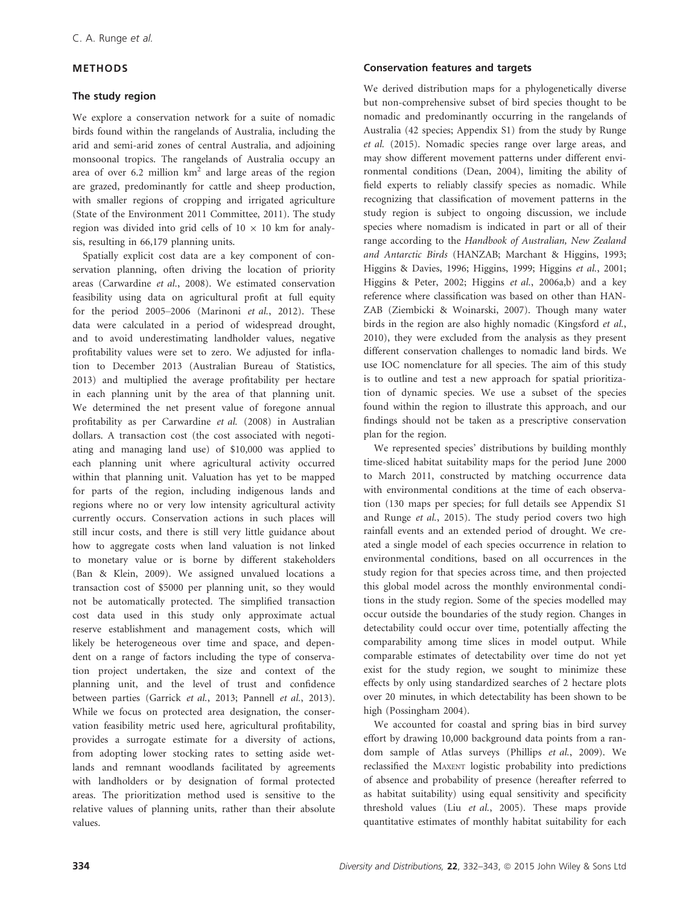## METHODS

### The study region

We explore a conservation network for a suite of nomadic birds found within the rangelands of Australia, including the arid and semi-arid zones of central Australia, and adjoining monsoonal tropics. The rangelands of Australia occupy an area of over 6.2 million $km^2$ and large areas of the region are grazed, predominantly for cattle and sheep production, with smaller regions of cropping and irrigated agriculture (State of the Environment 2011 Committee, 2011). The study region was divided into grid cells of $10 \times 10$ km for analysis, resulting in 66,179 planning units.

Spatially explicit cost data are a key component of conservation planning, often driving the location of priority areas (Carwardine *et al.*, 2008). We estimated conservation feasibility using data on agricultural profit at full equity for the period 2005–2006 (Marinoni *et al.*, 2012). These data were calculated in a period of widespread drought, and to avoid underestimating landholder values, negative profitability values were set to zero. We adjusted for inflation to December 2013 (Australian Bureau of Statistics, 2013) and multiplied the average profitability per hectare in each planning unit by the area of that planning unit. We determined the net present value of foregone annual profitability as per Carwardine *et al.* (2008) in Australian dollars. A transaction cost (the cost associated with negotiating and managing land use) of $10,000 was applied to each planning unit where agricultural activity occurred within that planning unit. Valuation has yet to be mapped for parts of the region, including indigenous lands and regions where no or very low intensity agricultural activity currently occurs. Conservation actions in such places will still incur costs, and there is still very little guidance about how to aggregate costs when land valuation is not linked to monetary value or is borne by different stakeholders (Ban & Klein, 2009). We assigned unvalued locations a transaction cost of $5000 per planning unit, so they would not be automatically protected. The simplified transaction cost data used in this study only approximate actual reserve establishment and management costs, which will likely be heterogeneous over time and space, and dependent on a range of factors including the type of conservation project undertaken, the size and context of the planning unit, and the level of trust and confidence between parties (Garrick *et al.*, 2013; Pannell *et al.*, 2013). While we focus on protected area designation, the conservation feasibility metric used here, agricultural profitability, provides a surrogate estimate for a diversity of actions, from adopting lower stocking rates to setting aside wetlands and remnant woodlands facilitated by agreements with landholders or by designation of formal protected areas. The prioritization method used is sensitive to the relative values of planning units, rather than their absolute values.

### Conservation features and targets

We derived distribution maps for a phylogenetically diverse but non-comprehensive subset of bird species thought to be nomadic and predominantly occurring in the rangelands of Australia (42 species; Appendix S1) from the study by Runge *et al.* (2015). Nomadic species range over large areas, and may show different movement patterns under different environmental conditions (Dean, 2004), limiting the ability of field experts to reliably classify species as nomadic. While recognizing that classification of movement patterns in the study region is subject to ongoing discussion, we include species where nomadism is indicated in part or all of their range according to the *Handbook of Australian, New Zealand and Antarctic Birds* (HANZAB; Marchant & Higgins, 1993; Higgins & Davies, 1996; Higgins, 1999; Higgins *et al.*, 2001; Higgins & Peter, 2002; Higgins *et al.*, 2006a,b) and a key reference where classification was based on other than HANZAB (Ziembicki & Woinarski, 2007). Though many water birds in the region are also highly nomadic (Kingsford *et al.*, 2010), they were excluded from the analysis as they present different conservation challenges to nomadic land birds. We use IOC nomenclature for all species. The aim of this study is to outline and test a new approach for spatial prioritization of dynamic species. We use a subset of the species found within the region to illustrate this approach, and our findings should not be taken as a prescriptive conservation plan for the region.

We represented species' distributions by building monthly time-sliced habitat suitability maps for the period June 2000 to March 2011, constructed by matching occurrence data with environmental conditions at the time of each observation (130 maps per species; for full details see Appendix S1 and Runge *et al.*, 2015). The study period covers two high rainfall events and an extended period of drought. We created a single model of each species occurrence in relation to environmental conditions, based on all occurrences in the study region for that species across time, and then projected this global model across the monthly environmental conditions in the study region. Some of the species modelled may occur outside the boundaries of the study region. Changes in detectability could occur over time, potentially affecting the comparability among time slices in model output. While comparable estimates of detectability over time do not yet exist for the study region, we sought to minimize these effects by only using standardized searches of 2 hectare plots over 20 minutes, in which detectability has been shown to be high (Possingham 2004).

We accounted for coastal and spring bias in bird survey effort by drawing 10,000 background data points from a random sample of Atlas surveys (Phillips *et al.*, 2009). We reclassified the MAXENT logistic probability into predictions of absence and probability of presence (hereafter referred to as habitat suitability) using equal sensitivity and specificity threshold values (Liu *et al.*, 2005). These maps provide quantitative estimates of monthly habitat suitability for each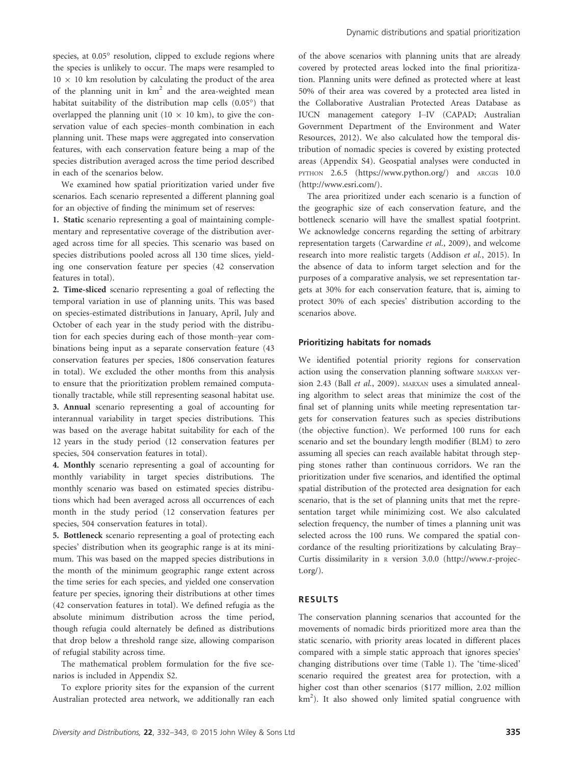species, at 0.05° resolution, clipped to exclude regions where the species is unlikely to occur. The maps were resampled to $10 \times 10$ km resolution by calculating the product of the area of the planning unit in km$^2$ and the area-weighted mean habitat suitability of the distribution map cells (0.05°) that overlapped the planning unit ($10 \times 10$ km), to give the conservation value of each species–month combination in each planning unit. These maps were aggregated into conservation features, with each conservation feature being a map of the species distribution averaged across the time period described in each of the scenarios below.

We examined how spatial prioritization varied under five scenarios. Each scenario represented a different planning goal for an objective of finding the minimum set of reserves:

**1. Static** scenario representing a goal of maintaining complementary and representative coverage of the distribution averaged across time for all species. This scenario was based on species distributions pooled across all 130 time slices, yielding one conservation feature per species (42 conservation features in total).

**2. Time-sliced** scenario representing a goal of reflecting the temporal variation in use of planning units. This was based on species-estimated distributions in January, April, July and October of each year in the study period with the distribution for each species during each of those month–year combinations being input as a separate conservation feature (43 conservation features per species, 1806 conservation features in total). We excluded the other months from this analysis to ensure that the prioritization problem remained computationally tractable, while still representing seasonal habitat use.

**3. Annual** scenario representing a goal of accounting for interannual variability in target species distributions. This was based on the average habitat suitability for each of the 12 years in the study period (12 conservation features per species, 504 conservation features in total).

**4. Monthly** scenario representing a goal of accounting for monthly variability in target species distributions. The monthly scenario was based on estimated species distributions which had been averaged across all occurrences of each month in the study period (12 conservation features per species, 504 conservation features in total).

**5. Bottleneck** scenario representing a goal of protecting each species' distribution when its geographic range is at its minimum. This was based on the mapped species distributions in the month of the minimum geographic range extent across the time series for each species, and yielded one conservation feature per species, ignoring their distributions at other times (42 conservation features in total). We defined refugia as the absolute minimum distribution across the time period, though refugia could alternately be defined as distributions that drop below a threshold range size, allowing comparison of refugial stability across time.

The mathematical problem formulation for the five scenarios is included in Appendix S2.

To explore priority sites for the expansion of the current Australian protected area network, we additionally ran each of the above scenarios with planning units that are already covered by protected areas locked into the final prioritization. Planning units were defined as protected where at least 50% of their area was covered by a protected area listed in the Collaborative Australian Protected Areas Database as IUCN management category I–IV (CAPAD; Australian Government Department of the Environment and Water Resources, 2012). We also calculated how the temporal distribution of nomadic species is covered by existing protected areas (Appendix S4). Geospatial analyses were conducted in PYTHON 2.6.5 (https://www.python.org/) and ARCGIS 10.0 (http://www.esri.com/).

The area prioritized under each scenario is a function of the geographic size of each conservation feature, and the bottleneck scenario will have the smallest spatial footprint. We acknowledge concerns regarding the setting of arbitrary representation targets (Carwardine *et al.*, 2009), and welcome research into more realistic targets (Addison *et al.*, 2015). In the absence of data to inform target selection and for the purposes of a comparative analysis, we set representation targets at 30% for each conservation feature, that is, aiming to protect 30% of each species' distribution according to the scenarios above.

### Prioritizing habitats for nomads

We identified potential priority regions for conservation action using the conservation planning software MARXAN version 2.43 (Ball *et al.*, 2009). MARXAN uses a simulated annealing algorithm to select areas that minimize the cost of the final set of planning units while meeting representation targets for conservation features such as species distributions (the objective function). We performed 100 runs for each scenario and set the boundary length modifier (BLM) to zero assuming all species can reach available habitat through stepping stones rather than continuous corridors. We ran the prioritization under five scenarios, and identified the optimal spatial distribution of the protected area designation for each scenario, that is the set of planning units that met the representation target while minimizing cost. We also calculated selection frequency, the number of times a planning unit was selected across the 100 runs. We compared the spatial concordance of the resulting prioritizations by calculating Bray–Curtis dissimilarity in R version 3.0.0 (http://www.r-project.org/).

## RESULTS

The conservation planning scenarios that accounted for the movements of nomadic birds prioritized more area than the static scenario, with priority areas located in different places compared with a simple static approach that ignores species' changing distributions over time (Table 1). The 'time-sliced' scenario required the greatest area for protection, with a higher cost than other scenarios (\$177 million, 2.02 million km$^2$). It also showed only limited spatial congruence with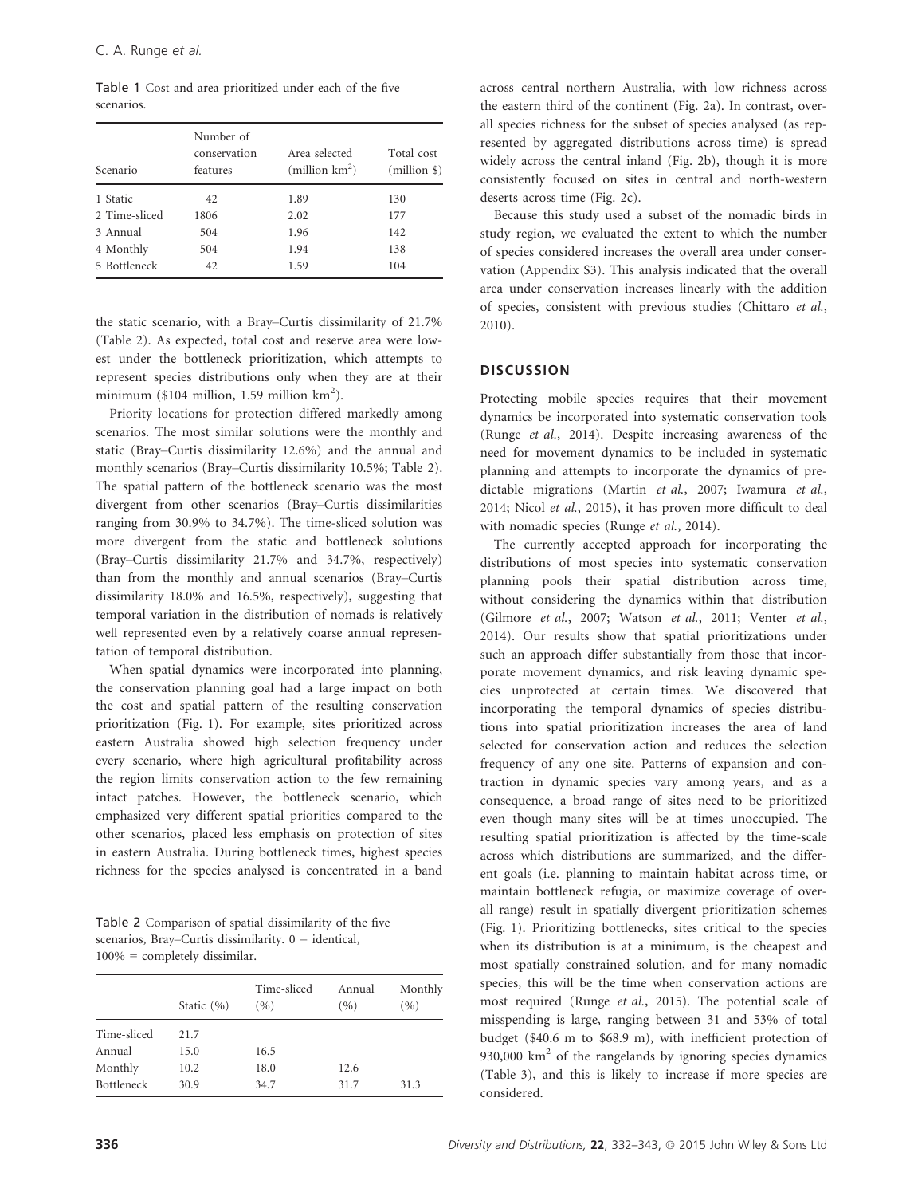Table 1 Cost and area prioritized under each of the five scenarios.

| Scenario | Number of conservation features | Area selected (million km$^2$) | Total cost (million \$) |
|---|---|---|---|
| 1 Static | 42 | 1.89 | 130 |
| 2 Time-sliced | 1806 | 2.02 | 177 |
| 3 Annual | 504 | 1.96 | 142 |
| 4 Monthly | 504 | 1.94 | 138 |
| 5 Bottleneck | 42 | 1.59 | 104 |

the static scenario, with a Bray–Curtis dissimilarity of 21.7% (Table 2). As expected, total cost and reserve area were lowest under the bottleneck prioritization, which attempts to represent species distributions only when they are at their minimum (\$104 million, 1.59 million km$^2$).

Priority locations for protection differed markedly among scenarios. The most similar solutions were the monthly and static (Bray–Curtis dissimilarity 12.6%) and the annual and monthly scenarios (Bray–Curtis dissimilarity 10.5%; Table 2). The spatial pattern of the bottleneck scenario was the most divergent from other scenarios (Bray–Curtis dissimilarities ranging from 30.9% to 34.7%). The time-sliced solution was more divergent from the static and bottleneck solutions (Bray–Curtis dissimilarity 21.7% and 34.7%, respectively) than from the monthly and annual scenarios (Bray–Curtis dissimilarity 18.0% and 16.5%, respectively), suggesting that temporal variation in the distribution of nomads is relatively well represented even by a relatively coarse annual representation of temporal distribution.

When spatial dynamics were incorporated into planning, the conservation planning goal had a large impact on both the cost and spatial pattern of the resulting conservation prioritization (Fig. 1). For example, sites prioritized across eastern Australia showed high selection frequency under every scenario, where high agricultural profitability across the region limits conservation action to the few remaining intact patches. However, the bottleneck scenario, which emphasized very different spatial priorities compared to the other scenarios, placed less emphasis on protection of sites in eastern Australia. During bottleneck times, highest species richness for the species analysed is concentrated in a band across central northern Australia, with low richness across the eastern third of the continent (Fig. 2a). In contrast, overall species richness for the subset of species analysed (as represented by aggregated distributions across time) is spread widely across the central inland (Fig. 2b), though it is more consistently focused on sites in central and north-western deserts across time (Fig. 2c).

Table 2 Comparison of spatial dissimilarity of the five scenarios, Bray–Curtis dissimilarity. 0 = identical, 100% = completely dissimilar.

| | Static (%) | Time-sliced (%) | Annual (%) | Monthly (%) |
|---|---|---|---|---|
| Time-sliced | 21.7 | | | |
| Annual | 15.0 | 16.5 | | |
| Monthly | 10.2 | 18.0 | 12.6 | |
| Bottleneck | 30.9 | 34.7 | 31.7 | 31.3 |

Because this study used a subset of the nomadic birds in study region, we evaluated the extent to which the number of species considered increases the overall area under conservation (Appendix S3). This analysis indicated that the overall area under conservation increases linearly with the addition of species, consistent with previous studies (Chittaro *et al.*, 2010).

## DISCUSSION

Protecting mobile species requires that their movement dynamics be incorporated into systematic conservation tools (Runge *et al.*, 2014). Despite increasing awareness of the need for movement dynamics to be included in systematic planning and attempts to incorporate the dynamics of predictable migrations (Martin *et al.*, 2007; Iwamura *et al.*, 2014; Nicol *et al.*, 2015), it has proven more difficult to deal with nomadic species (Runge *et al.*, 2014).

The currently accepted approach for incorporating the distributions of most species into systematic conservation planning pools their spatial distribution across time, without considering the dynamics within that distribution (Gilmore *et al.*, 2007; Watson *et al.*, 2011; Venter *et al.*, 2014). Our results show that spatial prioritizations under such an approach differ substantially from those that incorporate movement dynamics, and risk leaving dynamic species unprotected at certain times. We discovered that incorporating the temporal dynamics of species distributions into spatial prioritization increases the area of land selected for conservation action and reduces the selection frequency of any one site. Patterns of expansion and contraction in dynamic species vary among years, and as a consequence, a broad range of sites need to be prioritized even though many sites will be at times unoccupied. The resulting spatial prioritization is affected by the time-scale across which distributions are summarized, and the different goals (i.e. planning to maintain habitat across time, or maintain bottleneck refugia, or maximize coverage of overall range) result in spatially divergent prioritization schemes (Fig. 1). Prioritizing bottlenecks, sites critical to the species when its distribution is at a minimum, is the cheapest and most spatially constrained solution, and for many nomadic species, this will be the time when conservation actions are most required (Runge *et al.*, 2015). The potential scale of misspending is large, ranging between 31 and 53% of total budget (\$40.6 m to \$68.9 m), with inefficient protection of 930,000 km$^2$ of the rangelands by ignoring species dynamics (Table 3), and this is likely to increase if more species are considered.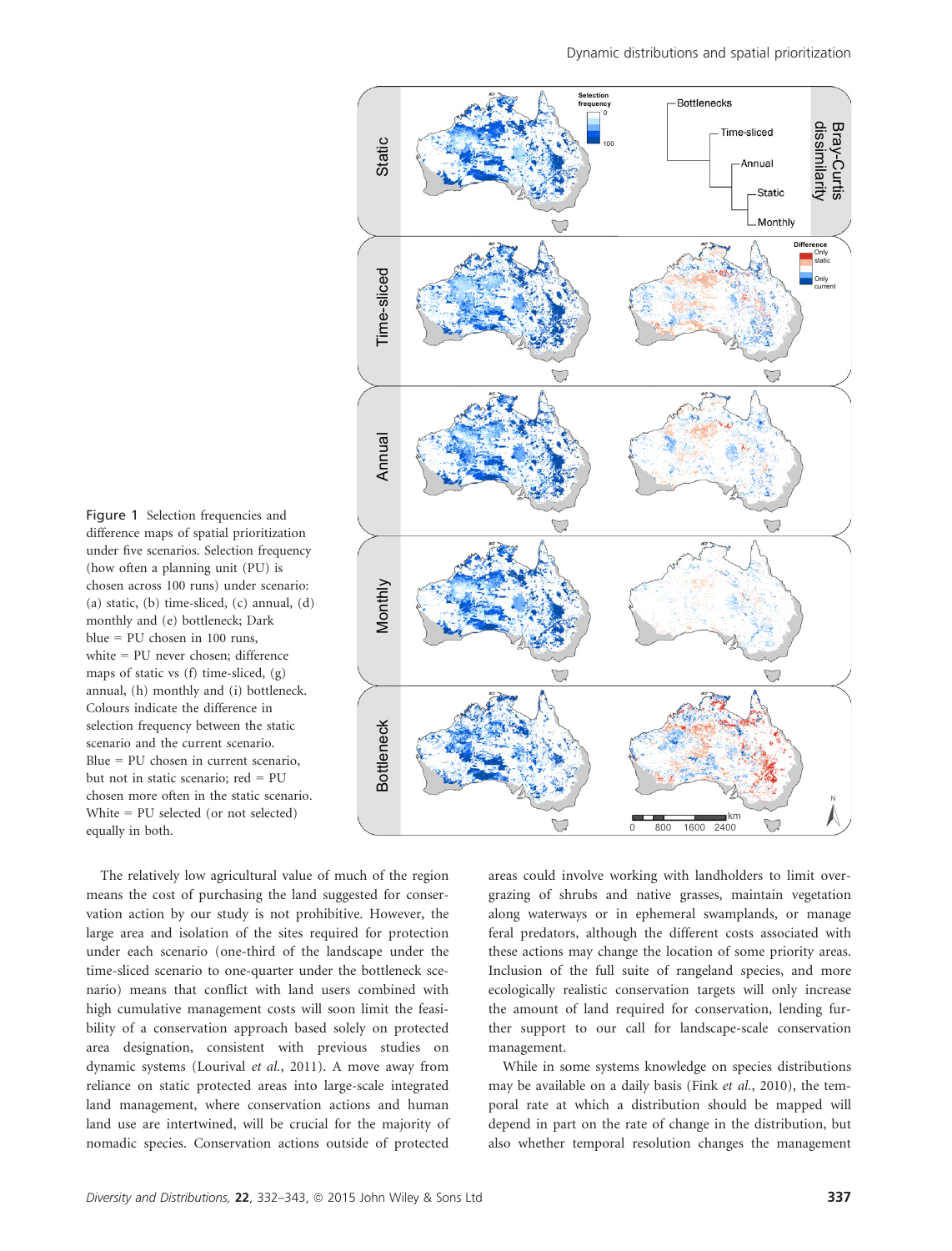Figure 1 Selection frequencies and difference maps of spatial prioritization under five scenarios. Selection frequency (how often a planning unit (PU) is chosen across 100 runs) under scenario: (a) static, (b) time-sliced, (c) annual, (d) monthly and (e) bottleneck; Dark blue = PU chosen in 100 runs, white = PU never chosen; difference maps of static vs (f) time-sliced, (g) annual, (h) monthly and (i) bottleneck. Colours indicate the difference in selection frequency between the static scenario and the current scenario. Blue = PU chosen in current scenario, but not in static scenario; red = PU chosen more often in the static scenario. White = PU selected (or not selected) equally in both.

The relatively low agricultural value of much of the region means the cost of purchasing the land suggested for conservation action by our study is not prohibitive. However, the large area and isolation of the sites required for protection under each scenario (one-third of the landscape under the time-sliced scenario to one-quarter under the bottleneck scenario) means that conflict with land users combined with high cumulative management costs will soon limit the feasibility of a conservation approach based solely on protected area designation, consistent with previous studies on dynamic systems (Lourival *et al.*, 2011). A move away from reliance on static protected areas into large-scale integrated land management, where conservation actions and human land use are intertwined, will be crucial for the majority of nomadic species. Conservation actions outside of protected areas could involve working with landholders to limit overgrazing of shrubs and native grasses, maintain vegetation along waterways or in ephemeral swamplands, or manage feral predators, although the different costs associated with these actions may change the location of some priority areas. Inclusion of the full suite of rangeland species, and more ecologically realistic conservation targets will only increase the amount of land required for conservation, lending further support to our call for landscape-scale conservation management.

While in some systems knowledge on species distributions may be available on a daily basis (Fink *et al.*, 2010), the temporal rate at which a distribution should be mapped will depend in part on the rate of change in the distribution, but also whether temporal resolution changes the management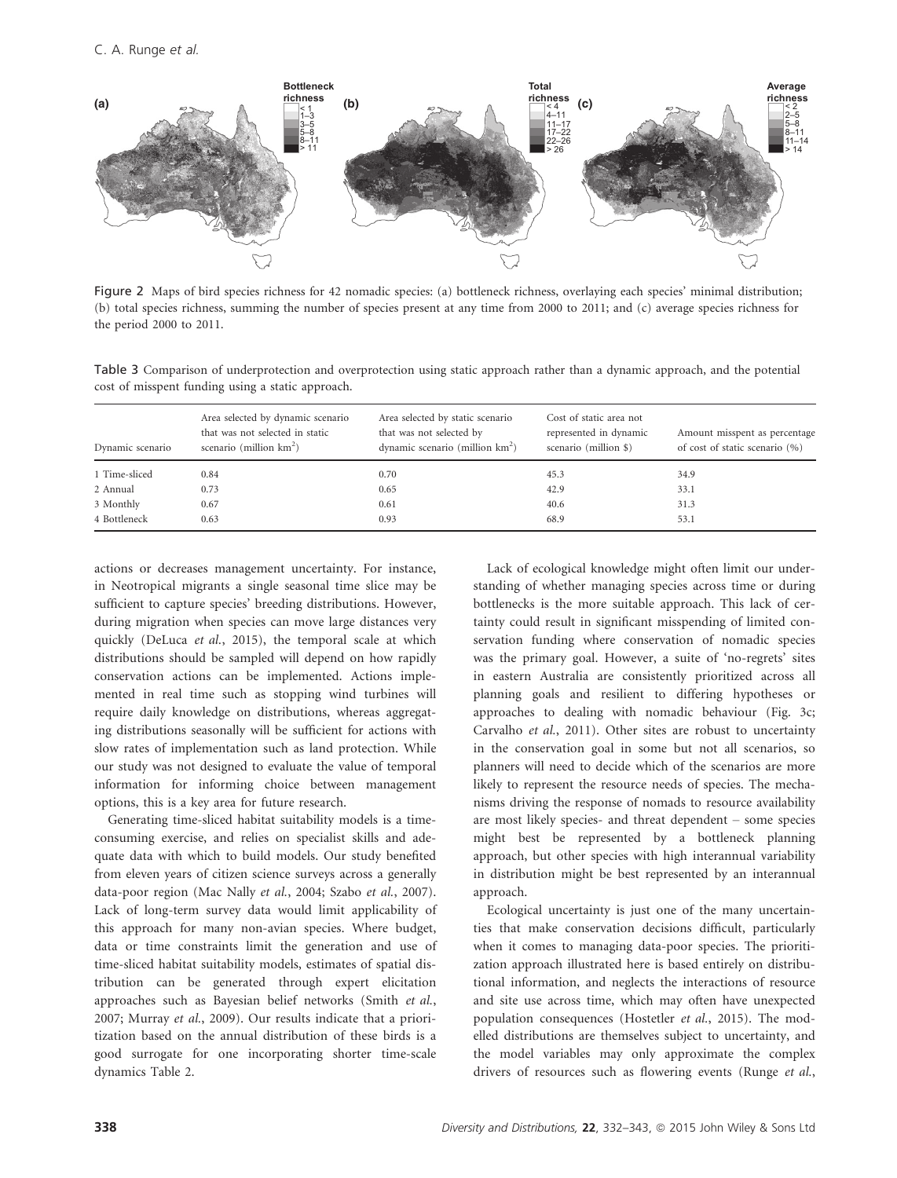Figure 2 Maps of bird species richness for 42 nomadic species: (a) bottleneck richness, overlaying each species' minimal distribution; (b) total species richness, summing the number of species present at any time from 2000 to 2011; and (c) average species richness for the period 2000 to 2011.

Table 3 Comparison of underprotection and overprotection using static approach rather than a dynamic approach, and the potential cost of misspent funding using a static approach.

| Dynamic scenario | Area selected by dynamic scenario that was not selected in static scenario (million km$^2$) | Area selected by static scenario that was not selected by dynamic scenario (million km$^2$) | Cost of static area not represented in dynamic scenario (million $) | Amount misspent as percentage of cost of static scenario (%) |
|---|---|---|---|---|
| 1 Time-sliced | 0.84 | 0.70 | 45.3 | 34.9 |
| 2 Annual | 0.73 | 0.65 | 42.9 | 33.1 |
| 3 Monthly | 0.67 | 0.61 | 40.6 | 31.3 |
| 4 Bottleneck | 0.63 | 0.93 | 68.9 | 53.1 |

actions or decreases management uncertainty. For instance, in Neotropical migrants a single seasonal time slice may be sufficient to capture species' breeding distributions. However, during migration when species can move large distances very quickly (DeLuca *et al.*, 2015), the temporal scale at which distributions should be sampled will depend on how rapidly conservation actions can be implemented. Actions implemented in real time such as stopping wind turbines will require daily knowledge on distributions, whereas aggregating distributions seasonally will be sufficient for actions with slow rates of implementation such as land protection. While our study was not designed to evaluate the value of temporal information for informing choice between management options, this is a key area for future research.

Generating time-sliced habitat suitability models is a time-consuming exercise, and relies on specialist skills and adequate data with which to build models. Our study benefited from eleven years of citizen science surveys across a generally data-poor region (Mac Nally *et al.*, 2004; Szabo *et al.*, 2007). Lack of long-term survey data would limit applicability of this approach for many non-avian species. Where budget, data or time constraints limit the generation and use of time-sliced habitat suitability models, estimates of spatial distribution can be generated through expert elicitation approaches such as Bayesian belief networks (Smith *et al.*, 2007; Murray *et al.*, 2009). Our results indicate that a prioritization based on the annual distribution of these birds is a good surrogate for one incorporating shorter time-scale dynamics Table 2.

Lack of ecological knowledge might often limit our understanding of whether managing species across time or during bottlenecks is the more suitable approach. This lack of certainty could result in significant misspending of limited conservation funding where conservation of nomadic species was the primary goal. However, a suite of 'no-regrets' sites in eastern Australia are consistently prioritized across all planning goals and resilient to differing hypotheses or approaches to dealing with nomadic behaviour (Fig. 3c; Carvalho *et al.*, 2011). Other sites are robust to uncertainty in the conservation goal in some but not all scenarios, so planners will need to decide which of the scenarios are more likely to represent the resource needs of species. The mechanisms driving the response of nomads to resource availability are most likely species- and threat dependent – some species might best be represented by a bottleneck planning approach, but other species with high interannual variability in distribution might be best represented by an interannual approach.

Ecological uncertainty is just one of the many uncertainties that make conservation decisions difficult, particularly when it comes to managing data-poor species. The prioritization approach illustrated here is based entirely on distributional information, and neglects the interactions of resource and site use across time, which may often have unexpected population consequences (Hostetler *et al.*, 2015). The modelled distributions are themselves subject to uncertainty, and the model variables may only approximate the complex drivers of resources such as flowering events (Runge *et al.*,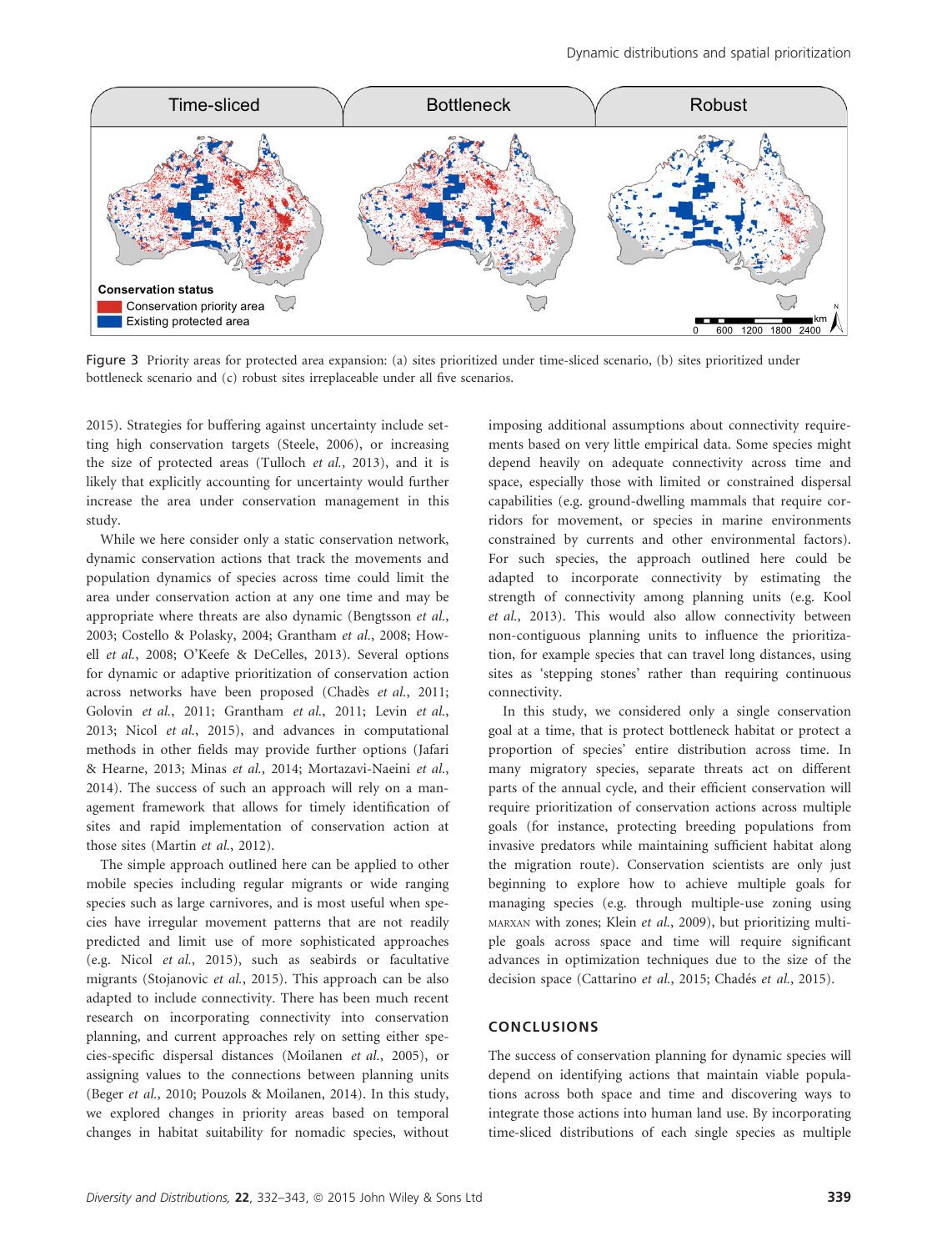Figure 3 Priority areas for protected area expansion: (a) sites prioritized under time-sliced scenario, (b) sites prioritized under bottleneck scenario and (c) robust sites irreplaceable under all five scenarios.

2015). Strategies for buffering against uncertainty include setting high conservation targets (Steele, 2006), or increasing the size of protected areas (Tulloch *et al.*, 2013), and it is likely that explicitly accounting for uncertainty would further increase the area under conservation management in this study.

While we here consider only a static conservation network, dynamic conservation actions that track the movements and population dynamics of species across time could limit the area under conservation action at any one time and may be appropriate where threats are also dynamic (Bengtsson *et al.*, 2003; Costello & Polasky, 2004; Grantham *et al.*, 2008; Howell *et al.*, 2008; O'Keefe & DeCelles, 2013). Several options for dynamic or adaptive prioritization of conservation action across networks have been proposed (Chadès *et al.*, 2011; Golovin *et al.*, 2011; Grantham *et al.*, 2011; Levin *et al.*, 2013; Nicol *et al.*, 2015), and advances in computational methods in other fields may provide further options (Jafari & Hearne, 2013; Minas *et al.*, 2014; Mortazavi-Naeini *et al.*, 2014). The success of such an approach will rely on a management framework that allows for timely identification of sites and rapid implementation of conservation action at those sites (Martin *et al.*, 2012).

The simple approach outlined here can be applied to other mobile species including regular migrants or wide ranging species such as large carnivores, and is most useful when species have irregular movement patterns that are not readily predicted and limit use of more sophisticated approaches (e.g. Nicol *et al.*, 2015), such as seabirds or facultative migrants (Stojanovic *et al.*, 2015). This approach can be also adapted to include connectivity. There has been much recent research on incorporating connectivity into conservation planning, and current approaches rely on setting either species-specific dispersal distances (Moilanen *et al.*, 2005), or assigning values to the connections between planning units (Beger *et al.*, 2010; Pouzols & Moilanen, 2014). In this study, we explored changes in priority areas based on temporal changes in habitat suitability for nomadic species, without imposing additional assumptions about connectivity requirements based on very little empirical data. Some species might depend heavily on adequate connectivity across time and space, especially those with limited or constrained dispersal capabilities (e.g. ground-dwelling mammals that require corridors for movement, or species in marine environments constrained by currents and other environmental factors). For such species, the approach outlined here could be adapted to incorporate connectivity by estimating the strength of connectivity among planning units (e.g. Kool *et al.*, 2013). This would also allow connectivity between non-contiguous planning units to influence the prioritization, for example species that can travel long distances, using sites as 'stepping stones' rather than requiring continuous connectivity.

In this study, we considered only a single conservation goal at a time, that is protect bottleneck habitat or protect a proportion of species' entire distribution across time. In many migratory species, separate threats act on different parts of the annual cycle, and their efficient conservation will require prioritization of conservation actions across multiple goals (for instance, protecting breeding populations from invasive predators while maintaining sufficient habitat along the migration route). Conservation scientists are only just beginning to explore how to achieve multiple goals for managing species (e.g. through multiple-use zoning using MARXAN with zones; Klein *et al.*, 2009), but prioritizing multiple goals across space and time will require significant advances in optimization techniques due to the size of the decision space (Cattarino *et al.*, 2015; Chadés *et al.*, 2015).

## CONCLUSIONS

The success of conservation planning for dynamic species will depend on identifying actions that maintain viable populations across both space and time and discovering ways to integrate those actions into human land use. By incorporating time-sliced distributions of each single species as multiple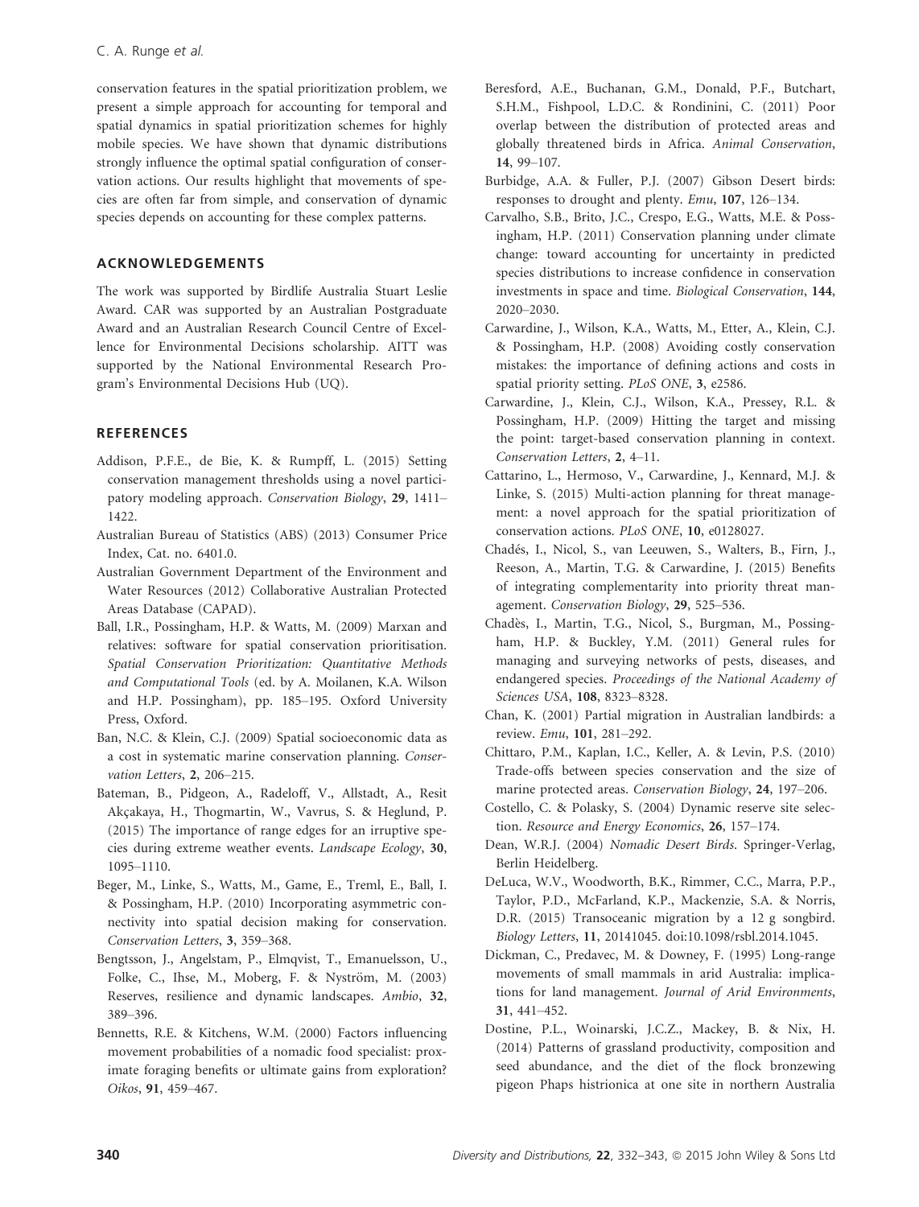conservation features in the spatial prioritization problem, we present a simple approach for accounting for temporal and spatial dynamics in spatial prioritization schemes for highly mobile species. We have shown that dynamic distributions strongly influence the optimal spatial configuration of conservation actions. Our results highlight that movements of species are often far from simple, and conservation of dynamic species depends on accounting for these complex patterns.

## ACKNOWLEDGEMENTS

The work was supported by Birdlife Australia Stuart Leslie Award. CAR was supported by an Australian Postgraduate Award and an Australian Research Council Centre of Excellence for Environmental Decisions scholarship. AITT was supported by the National Environmental Research Program's Environmental Decisions Hub (UQ).

## REFERENCES

Addison, P.F.E., de Bie, K. & Rumpff, L. (2015) Setting conservation management thresholds using a novel participatory modeling approach. *Conservation Biology*, **29**, 1411–1422.

Australian Bureau of Statistics (ABS) (2013) Consumer Price Index, Cat. no. 6401.0.

Australian Government Department of the Environment and Water Resources (2012) Collaborative Australian Protected Areas Database (CAPAD).

Ball, I.R., Possingham, H.P. & Watts, M. (2009) Marxan and relatives: software for spatial conservation prioritisation. *Spatial Conservation Prioritization: Quantitative Methods and Computational Tools* (ed. by A. Moilanen, K.A. Wilson and H.P. Possingham), pp. 185–195. Oxford University Press, Oxford.

Ban, N.C. & Klein, C.J. (2009) Spatial socioeconomic data as a cost in systematic marine conservation planning. *Conservation Letters*, **2**, 206–215.

Bateman, B., Pidgeon, A., Radeloff, V., Allstadt, A., Resit Akçakaya, H., Thogmartin, W., Vavrus, S. & Heglund, P. (2015) The importance of range edges for an irruptive species during extreme weather events. *Landscape Ecology*, **30**, 1095–1110.

Beger, M., Linke, S., Watts, M., Game, E., Treml, E., Ball, I. & Possingham, H.P. (2010) Incorporating asymmetric connectivity into spatial decision making for conservation. *Conservation Letters*, **3**, 359–368.

Bengtsson, J., Angelstam, P., Elmqvist, T., Emanuelsson, U., Folke, C., Ihse, M., Moberg, F. & Nyström, M. (2003) Reserves, resilience and dynamic landscapes. *Ambio*, **32**, 389–396.

Bennetts, R.E. & Kitchens, W.M. (2000) Factors influencing movement probabilities of a nomadic food specialist: proximate foraging benefits or ultimate gains from exploration? *Oikos*, **91**, 459–467.

Beresford, A.E., Buchanan, G.M., Donald, P.F., Butchart, S.H.M., Fishpool, L.D.C. & Rondinini, C. (2011) Poor overlap between the distribution of protected areas and globally threatened birds in Africa. *Animal Conservation*, **14**, 99–107.

Burbidge, A.A. & Fuller, P.J. (2007) Gibson Desert birds: responses to drought and plenty. *Emu*, **107**, 126–134.

Carvalho, S.B., Brito, J.C., Crespo, E.G., Watts, M.E. & Possingham, H.P. (2011) Conservation planning under climate change: toward accounting for uncertainty in predicted species distributions to increase confidence in conservation investments in space and time. *Biological Conservation*, **144**, 2020–2030.

Carwardine, J., Wilson, K.A., Watts, M., Etter, A., Klein, C.J. & Possingham, H.P. (2008) Avoiding costly conservation mistakes: the importance of defining actions and costs in spatial priority setting. *PLoS ONE*, **3**, e2586.

Carwardine, J., Klein, C.J., Wilson, K.A., Pressey, R.L. & Possingham, H.P. (2009) Hitting the target and missing the point: target-based conservation planning in context. *Conservation Letters*, **2**, 4–11.

Cattarino, L., Hermoso, V., Carwardine, J., Kennard, M.J. & Linke, S. (2015) Multi-action planning for threat management: a novel approach for the spatial prioritization of conservation actions. *PLoS ONE*, **10**, e0128027.

Chadés, I., Nicol, S., van Leeuwen, S., Walters, B., Firn, J., Reeson, A., Martin, T.G. & Carwardine, J. (2015) Benefits of integrating complementarity into priority threat management. *Conservation Biology*, **29**, 525–536.

Chadès, I., Martin, T.G., Nicol, S., Burgman, M., Possingham, H.P. & Buckley, Y.M. (2011) General rules for managing and surveying networks of pests, diseases, and endangered species. *Proceedings of the National Academy of Sciences USA*, **108**, 8323–8328.

Chan, K. (2001) Partial migration in Australian landbirds: a review. *Emu*, **101**, 281–292.

Chittaro, P.M., Kaplan, I.C., Keller, A. & Levin, P.S. (2010) Trade-offs between species conservation and the size of marine protected areas. *Conservation Biology*, **24**, 197–206.

Costello, C. & Polasky, S. (2004) Dynamic reserve site selection. *Resource and Energy Economics*, **26**, 157–174.

Dean, W.R.J. (2004) *Nomadic Desert Birds*. Springer-Verlag, Berlin Heidelberg.

DeLuca, W.V., Woodworth, B.K., Rimmer, C.C., Marra, P.P., Taylor, P.D., McFarland, K.P., Mackenzie, S.A. & Norris, D.R. (2015) Transoceanic migration by a 12 g songbird. *Biology Letters*, **11**, 20141045. doi:10.1098/rsbl.2014.1045.

Dickman, C., Predavec, M. & Downey, F. (1995) Long-range movements of small mammals in arid Australia: implications for land management. *Journal of Arid Environments*, **31**, 441–452.

Dostine, P.L., Woinarski, J.C.Z., Mackey, B. & Nix, H. (2014) Patterns of grassland productivity, composition and seed abundance, and the diet of the flock bronzewing pigeon Phaps histrionica at one site in northern Australia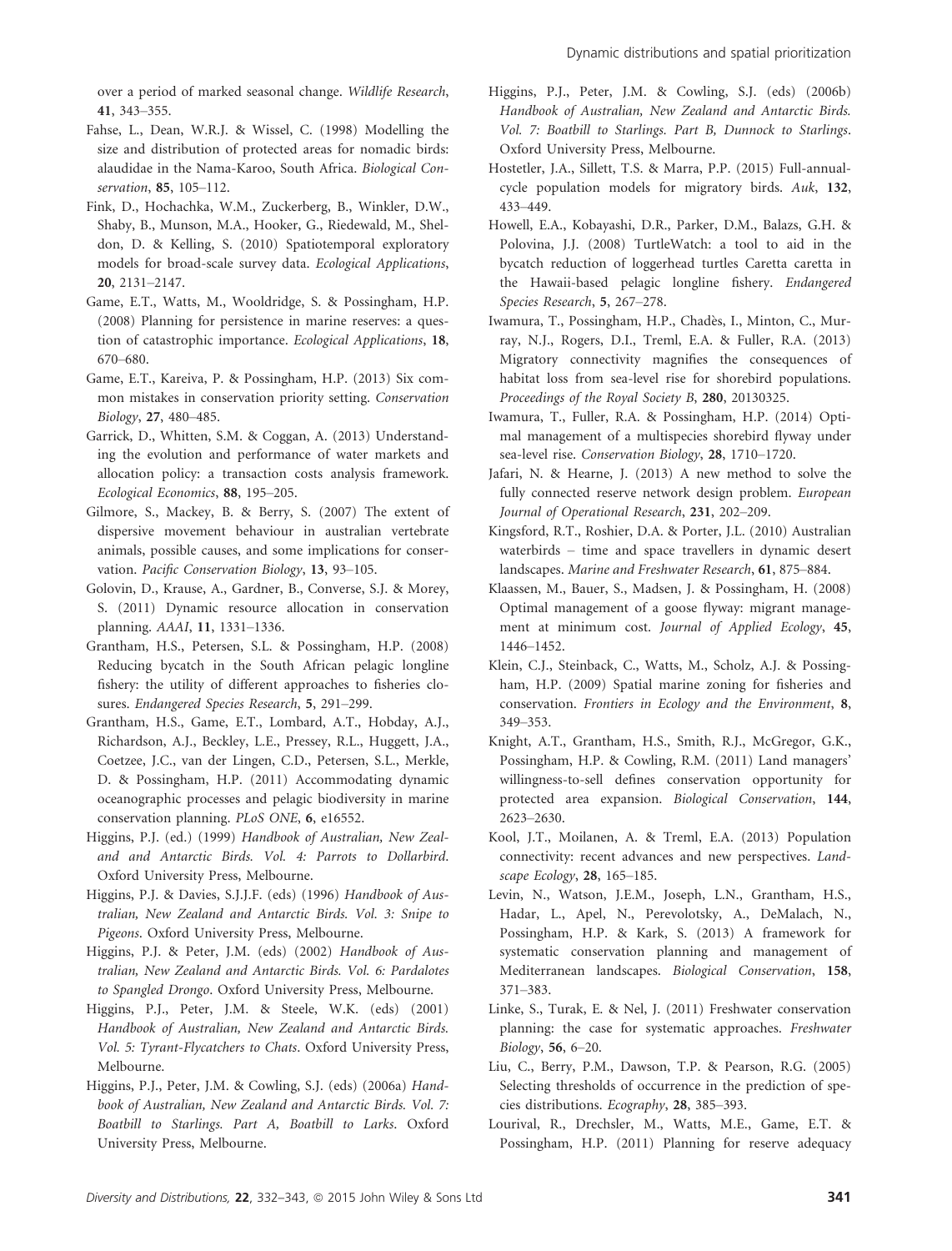over a period of marked seasonal change. *Wildlife Research*, **41**, 343–355.

Fahse, L., Dean, W.R.J. & Wissel, C. (1998) Modelling the size and distribution of protected areas for nomadic birds: alaudidae in the Nama-Karoo, South Africa. *Biological Conservation*, **85**, 105–112.

Fink, D., Hochachka, W.M., Zuckerberg, B., Winkler, D.W., Shaby, B., Munson, M.A., Hooker, G., Riedewald, M., Sheldon, D. & Kelling, S. (2010) Spatiotemporal exploratory models for broad-scale survey data. *Ecological Applications*, **20**, 2131–2147.

Game, E.T., Watts, M., Wooldridge, S. & Possingham, H.P. (2008) Planning for persistence in marine reserves: a question of catastrophic importance. *Ecological Applications*, **18**, 670–680.

Game, E.T., Kareiva, P. & Possingham, H.P. (2013) Six common mistakes in conservation priority setting. *Conservation Biology*, **27**, 480–485.

Garrick, D., Whitten, S.M. & Coggan, A. (2013) Understanding the evolution and performance of water markets and allocation policy: a transaction costs analysis framework. *Ecological Economics*, **88**, 195–205.

Gilmore, S., Mackey, B. & Berry, S. (2007) The extent of dispersive movement behaviour in australian vertebrate animals, possible causes, and some implications for conservation. *Pacific Conservation Biology*, **13**, 93–105.

Golovin, D., Krause, A., Gardner, B., Converse, S.J. & Morey, S. (2011) Dynamic resource allocation in conservation planning. *AAAI*, **11**, 1331–1336.

Grantham, H.S., Petersen, S.L. & Possingham, H.P. (2008) Reducing bycatch in the South African pelagic longline fishery: the utility of different approaches to fisheries closures. *Endangered Species Research*, **5**, 291–299.

Grantham, H.S., Game, E.T., Lombard, A.T., Hobday, A.J., Richardson, A.J., Beckley, L.E., Pressey, R.L., Huggett, J.A., Coetzee, J.C., van der Lingen, C.D., Petersen, S.L., Merkle, D. & Possingham, H.P. (2011) Accommodating dynamic oceanographic processes and pelagic biodiversity in marine conservation planning. *PLoS ONE*, **6**, e16552.

Higgins, P.J. (ed.) (1999) *Handbook of Australian, New Zealand and Antarctic Birds. Vol. 4: Parrots to Dollarbird*. Oxford University Press, Melbourne.

Higgins, P.J. & Davies, S.J.J.F. (eds) (1996) *Handbook of Australian, New Zealand and Antarctic Birds. Vol. 3: Snipe to Pigeons*. Oxford University Press, Melbourne.

Higgins, P.J. & Peter, J.M. (eds) (2002) *Handbook of Australian, New Zealand and Antarctic Birds. Vol. 6: Pardalotes to Spangled Drongo*. Oxford University Press, Melbourne.

Higgins, P.J., Peter, J.M. & Steele, W.K. (eds) (2001) *Handbook of Australian, New Zealand and Antarctic Birds. Vol. 5: Tyrant-Flycatchers to Chats*. Oxford University Press, Melbourne.

Higgins, P.J., Peter, J.M. & Cowling, S.J. (eds) (2006a) *Handbook of Australian, New Zealand and Antarctic Birds. Vol. 7: Boatbill to Starlings. Part A, Boatbill to Larks*. Oxford University Press, Melbourne.

Higgins, P.J., Peter, J.M. & Cowling, S.J. (eds) (2006b) *Handbook of Australian, New Zealand and Antarctic Birds. Vol. 7: Boatbill to Starlings. Part B, Dunnock to Starlings*. Oxford University Press, Melbourne.

Hostetler, J.A., Sillett, T.S. & Marra, P.P. (2015) Full-annual-cycle population models for migratory birds. *Auk*, **132**, 433–449.

Howell, E.A., Kobayashi, D.R., Parker, D.M., Balazs, G.H. & Polovina, J.J. (2008) TurtleWatch: a tool to aid in the bycatch reduction of loggerhead turtles Caretta caretta in the Hawaii-based pelagic longline fishery. *Endangered Species Research*, **5**, 267–278.

Iwamura, T., Possingham, H.P., Chadès, I., Minton, C., Murray, N.J., Rogers, D.I., Treml, E.A. & Fuller, R.A. (2013) Migratory connectivity magnifies the consequences of habitat loss from sea-level rise for shorebird populations. *Proceedings of the Royal Society B*, **280**, 20130325.

Iwamura, T., Fuller, R.A. & Possingham, H.P. (2014) Optimal management of a multispecies shorebird flyway under sea-level rise. *Conservation Biology*, **28**, 1710–1720.

Jafari, N. & Hearne, J. (2013) A new method to solve the fully connected reserve network design problem. *European Journal of Operational Research*, **231**, 202–209.

Kingsford, R.T., Roshier, D.A. & Porter, J.L. (2010) Australian waterbirds – time and space travellers in dynamic desert landscapes. *Marine and Freshwater Research*, **61**, 875–884.

Klaassen, M., Bauer, S., Madsen, J. & Possingham, H. (2008) Optimal management of a goose flyway: migrant management at minimum cost. *Journal of Applied Ecology*, **45**, 1446–1452.

Klein, C.J., Steinback, C., Watts, M., Scholz, A.J. & Possingham, H.P. (2009) Spatial marine zoning for fisheries and conservation. *Frontiers in Ecology and the Environment*, **8**, 349–353.

Knight, A.T., Grantham, H.S., Smith, R.J., McGregor, G.K., Possingham, H.P. & Cowling, R.M. (2011) Land managers' willingness-to-sell defines conservation opportunity for protected area expansion. *Biological Conservation*, **144**, 2623–2630.

Kool, J.T., Moilanen, A. & Treml, E.A. (2013) Population connectivity: recent advances and new perspectives. *Landscape Ecology*, **28**, 165–185.

Levin, N., Watson, J.E.M., Joseph, L.N., Grantham, H.S., Hadar, L., Apel, N., Perevolotsky, A., DeMalach, N., Possingham, H.P. & Kark, S. (2013) A framework for systematic conservation planning and management of Mediterranean landscapes. *Biological Conservation*, **158**, 371–383.

Linke, S., Turak, E. & Nel, J. (2011) Freshwater conservation planning: the case for systematic approaches. *Freshwater Biology*, **56**, 6–20.

Liu, C., Berry, P.M., Dawson, T.P. & Pearson, R.G. (2005) Selecting thresholds of occurrence in the prediction of species distributions. *Ecography*, **28**, 385–393.

Lourival, R., Drechsler, M., Watts, M.E., Game, E.T. & Possingham, H.P. (2011) Planning for reserve adequacy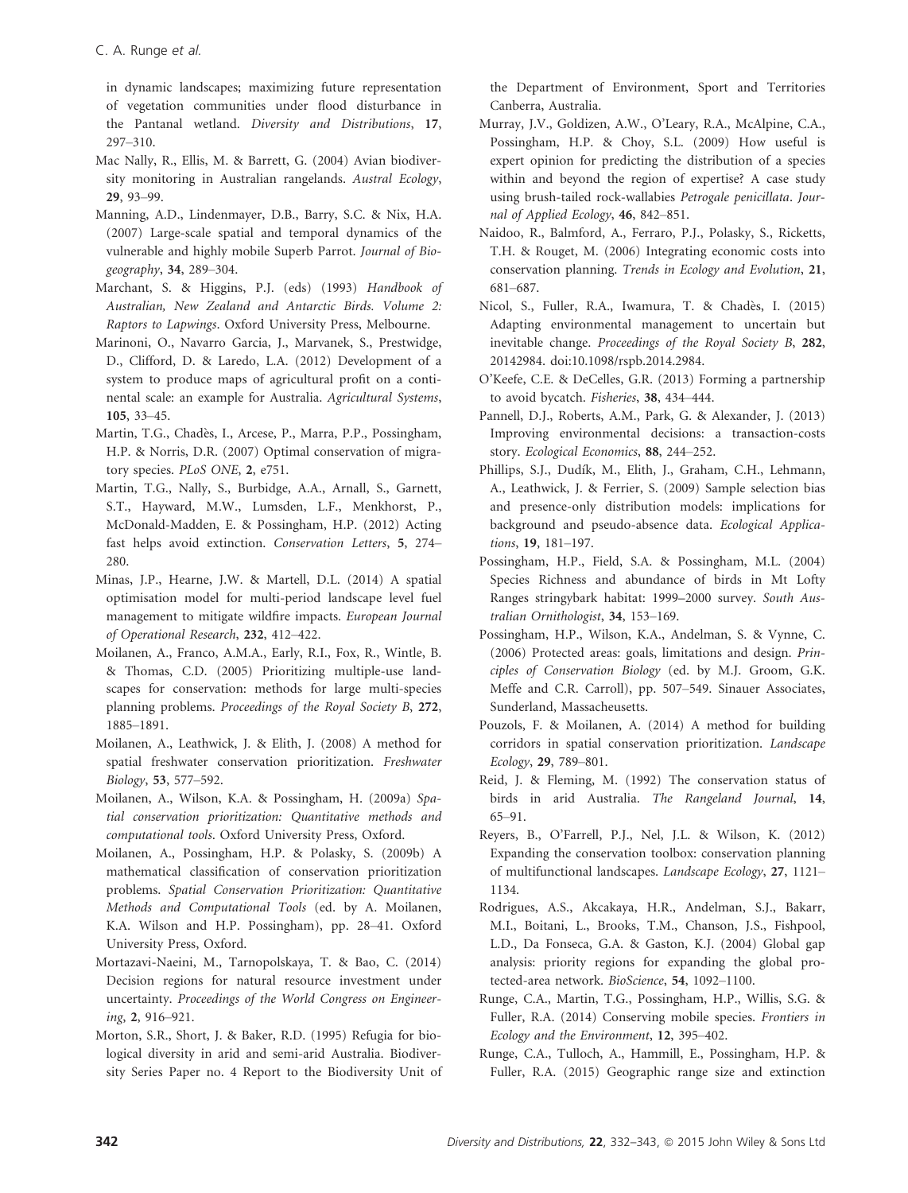in dynamic landscapes; maximizing future representation of vegetation communities under flood disturbance in the Pantanal wetland. *Diversity and Distributions*, **17**, 297–310.

Mac Nally, R., Ellis, M. & Barrett, G. (2004) Avian biodiversity monitoring in Australian rangelands. *Austral Ecology*, **29**, 93–99.

Manning, A.D., Lindenmayer, D.B., Barry, S.C. & Nix, H.A. (2007) Large-scale spatial and temporal dynamics of the vulnerable and highly mobile Superb Parrot. *Journal of Biogeography*, **34**, 289–304.

Marchant, S. & Higgins, P.J. (eds) (1993) *Handbook of Australian, New Zealand and Antarctic Birds. Volume 2: Raptors to Lapwings*. Oxford University Press, Melbourne.

Marinoni, O., Navarro Garcia, J., Marvanek, S., Prestwidge, D., Clifford, D. & Laredo, L.A. (2012) Development of a system to produce maps of agricultural profit on a continental scale: an example for Australia. *Agricultural Systems*, **105**, 33–45.

Martin, T.G., Chadès, I., Arcese, P., Marra, P.P., Possingham, H.P. & Norris, D.R. (2007) Optimal conservation of migratory species. *PLoS ONE*, **2**, e751.

Martin, T.G., Nally, S., Burbidge, A.A., Arnall, S., Garnett, S.T., Hayward, M.W., Lumsden, L.F., Menkhorst, P., McDonald-Madden, E. & Possingham, H.P. (2012) Acting fast helps avoid extinction. *Conservation Letters*, **5**, 274–280.

Minas, J.P., Hearne, J.W. & Martell, D.L. (2014) A spatial optimisation model for multi-period landscape level fuel management to mitigate wildfire impacts. *European Journal of Operational Research*, **232**, 412–422.

Moilanen, A., Franco, A.M.A., Early, R.I., Fox, R., Wintle, B. & Thomas, C.D. (2005) Prioritizing multiple-use landscapes for conservation: methods for large multi-species planning problems. *Proceedings of the Royal Society B*, **272**, 1885–1891.

Moilanen, A., Leathwick, J. & Elith, J. (2008) A method for spatial freshwater conservation prioritization. *Freshwater Biology*, **53**, 577–592.

Moilanen, A., Wilson, K.A. & Possingham, H. (2009a) *Spatial conservation prioritization: Quantitative methods and computational tools*. Oxford University Press, Oxford.

Moilanen, A., Possingham, H.P. & Polasky, S. (2009b) A mathematical classification of conservation prioritization problems. *Spatial Conservation Prioritization: Quantitative Methods and Computational Tools* (ed. by A. Moilanen, K.A. Wilson and H.P. Possingham), pp. 28–41. Oxford University Press, Oxford.

Mortazavi-Naeini, M., Tarnopolskaya, T. & Bao, C. (2014) Decision regions for natural resource investment under uncertainty. *Proceedings of the World Congress on Engineering*, **2**, 916–921.

Morton, S.R., Short, J. & Baker, R.D. (1995) Refugia for biological diversity in arid and semi-arid Australia. Biodiversity Series Paper no. 4 Report to the Biodiversity Unit of the Department of Environment, Sport and Territories Canberra, Australia.

Murray, J.V., Goldizen, A.W., O'Leary, R.A., McAlpine, C.A., Possingham, H.P. & Choy, S.L. (2009) How useful is expert opinion for predicting the distribution of a species within and beyond the region of expertise? A case study using brush-tailed rock-wallabies *Petrogale penicillata*. *Journal of Applied Ecology*, **46**, 842–851.

Naidoo, R., Balmford, A., Ferraro, P.J., Polasky, S., Ricketts, T.H. & Rouget, M. (2006) Integrating economic costs into conservation planning. *Trends in Ecology and Evolution*, **21**, 681–687.

Nicol, S., Fuller, R.A., Iwamura, T. & Chadès, I. (2015) Adapting environmental management to uncertain but inevitable change. *Proceedings of the Royal Society B*, **282**, 20142984. doi:10.1098/rspb.2014.2984.

O'Keefe, C.E. & DeCelles, G.R. (2013) Forming a partnership to avoid bycatch. *Fisheries*, **38**, 434–444.

Pannell, D.J., Roberts, A.M., Park, G. & Alexander, J. (2013) Improving environmental decisions: a transaction-costs story. *Ecological Economics*, **88**, 244–252.

Phillips, S.J., Dudík, M., Elith, J., Graham, C.H., Lehmann, A., Leathwick, J. & Ferrier, S. (2009) Sample selection bias and presence-only distribution models: implications for background and pseudo-absence data. *Ecological Applications*, **19**, 181–197.

Possingham, H.P., Field, S.A. & Possingham, M.L. (2004) Species Richness and abundance of birds in Mt Lofty Ranges stringybark habitat: 1999–2000 survey. *South Australian Ornithologist*, **34**, 153–169.

Possingham, H.P., Wilson, K.A., Andelman, S. & Vynne, C. (2006) Protected areas: goals, limitations and design. *Principles of Conservation Biology* (ed. by M.J. Groom, G.K. Meffe and C.R. Carroll), pp. 507–549. Sinauer Associates, Sunderland, Massacheusetts.

Pouzols, F. & Moilanen, A. (2014) A method for building corridors in spatial conservation prioritization. *Landscape Ecology*, **29**, 789–801.

Reid, J. & Fleming, M. (1992) The conservation status of birds in arid Australia. *The Rangeland Journal*, **14**, 65–91.

Reyers, B., O'Farrell, P.J., Nel, J.L. & Wilson, K. (2012) Expanding the conservation toolbox: conservation planning of multifunctional landscapes. *Landscape Ecology*, **27**, 1121–1134.

Rodrigues, A.S., Akcakaya, H.R., Andelman, S.J., Bakarr, M.I., Boitani, L., Brooks, T.M., Chanson, J.S., Fishpool, L.D., Da Fonseca, G.A. & Gaston, K.J. (2004) Global gap analysis: priority regions for expanding the global protected-area network. *BioScience*, **54**, 1092–1100.

Runge, C.A., Martin, T.G., Possingham, H.P., Willis, S.G. & Fuller, R.A. (2014) Conserving mobile species. *Frontiers in Ecology and the Environment*, **12**, 395–402.

Runge, C.A., Tulloch, A., Hammill, E., Possingham, H.P. & Fuller, R.A. (2015) Geographic range size and extinction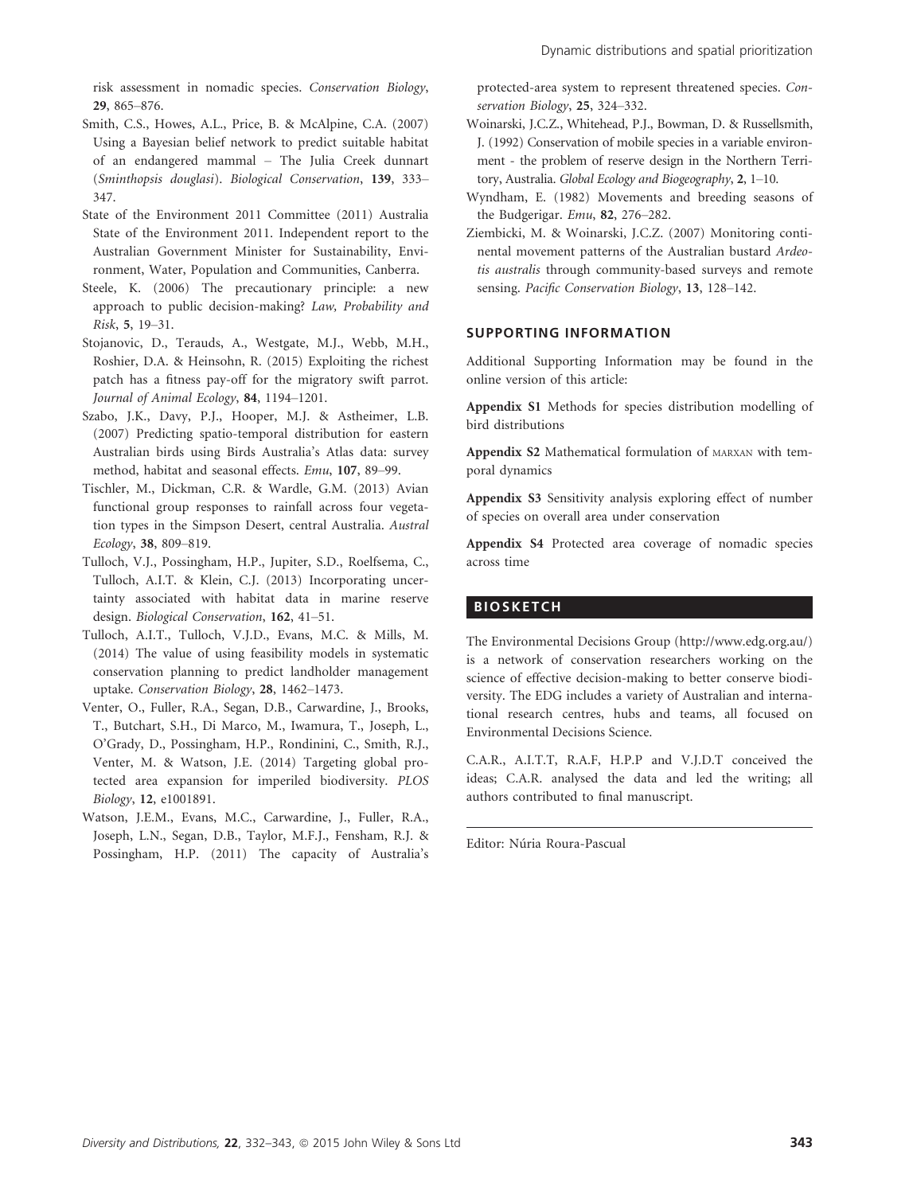risk assessment in nomadic species. *Conservation Biology*, **29**, 865–876.

Smith, C.S., Howes, A.L., Price, B. & McAlpine, C.A. (2007) Using a Bayesian belief network to predict suitable habitat of an endangered mammal – The Julia Creek dunnart (*Sminthopsis douglasi*). *Biological Conservation*, **139**, 333–347.

State of the Environment 2011 Committee (2011) Australia State of the Environment 2011. Independent report to the Australian Government Minister for Sustainability, Environment, Water, Population and Communities, Canberra.

Steele, K. (2006) The precautionary principle: a new approach to public decision-making? *Law, Probability and Risk*, **5**, 19–31.

Stojanovic, D., Terauds, A., Westgate, M.J., Webb, M.H., Roshier, D.A. & Heinsohn, R. (2015) Exploiting the richest patch has a fitness pay-off for the migratory swift parrot. *Journal of Animal Ecology*, **84**, 1194–1201.

Szabo, J.K., Davy, P.J., Hooper, M.J. & Astheimer, L.B. (2007) Predicting spatio-temporal distribution for eastern Australian birds using Birds Australia's Atlas data: survey method, habitat and seasonal effects. *Emu*, **107**, 89–99.

Tischler, M., Dickman, C.R. & Wardle, G.M. (2013) Avian functional group responses to rainfall across four vegetation types in the Simpson Desert, central Australia. *Austral Ecology*, **38**, 809–819.

Tulloch, V.J., Possingham, H.P., Jupiter, S.D., Roelfsema, C., Tulloch, A.I.T. & Klein, C.J. (2013) Incorporating uncertainty associated with habitat data in marine reserve design. *Biological Conservation*, **162**, 41–51.

Tulloch, A.I.T., Tulloch, V.J.D., Evans, M.C. & Mills, M. (2014) The value of using feasibility models in systematic conservation planning to predict landholder management uptake. *Conservation Biology*, **28**, 1462–1473.

Venter, O., Fuller, R.A., Segan, D.B., Carwardine, J., Brooks, T., Butchart, S.H., Di Marco, M., Iwamura, T., Joseph, L., O'Grady, D., Possingham, H.P., Rondinini, C., Smith, R.J., Venter, M. & Watson, J.E. (2014) Targeting global protected area expansion for imperiled biodiversity. *PLOS Biology*, **12**, e1001891.

Watson, J.E.M., Evans, M.C., Carwardine, J., Fuller, R.A., Joseph, L.N., Segan, D.B., Taylor, M.F.J., Fensham, R.J. & Possingham, H.P. (2011) The capacity of Australia's protected-area system to represent threatened species. *Conservation Biology*, **25**, 324–332.

Woinarski, J.C.Z., Whitehead, P.J., Bowman, D. & Russellsmith, J. (1992) Conservation of mobile species in a variable environment - the problem of reserve design in the Northern Territory, Australia. *Global Ecology and Biogeography*, **2**, 1–10.

Wyndham, E. (1982) Movements and breeding seasons of the Budgerigar. *Emu*, **82**, 276–282.

Ziembicki, M. & Woinarski, J.C.Z. (2007) Monitoring continental movement patterns of the Australian bustard *Ardeotis australis* through community-based surveys and remote sensing. *Pacific Conservation Biology*, **13**, 128–142.

## SUPPORTING INFORMATION

Additional Supporting Information may be found in the online version of this article:

**Appendix S1** Methods for species distribution modelling of bird distributions

**Appendix S2** Mathematical formulation of MARXAN with temporal dynamics

**Appendix S3** Sensitivity analysis exploring effect of number of species on overall area under conservation

**Appendix S4** Protected area coverage of nomadic species across time

## BIOSKETCH

The Environmental Decisions Group (http://www.edg.org.au/) is a network of conservation researchers working on the science of effective decision-making to better conserve biodiversity. The EDG includes a variety of Australian and international research centres, hubs and teams, all focused on Environmental Decisions Science.

C.A.R., A.I.T.T, R.A.F, H.P.P and V.J.D.T conceived the ideas; C.A.R. analysed the data and led the writing; all authors contributed to final manuscript.

Editor: Núria Roura-Pascual